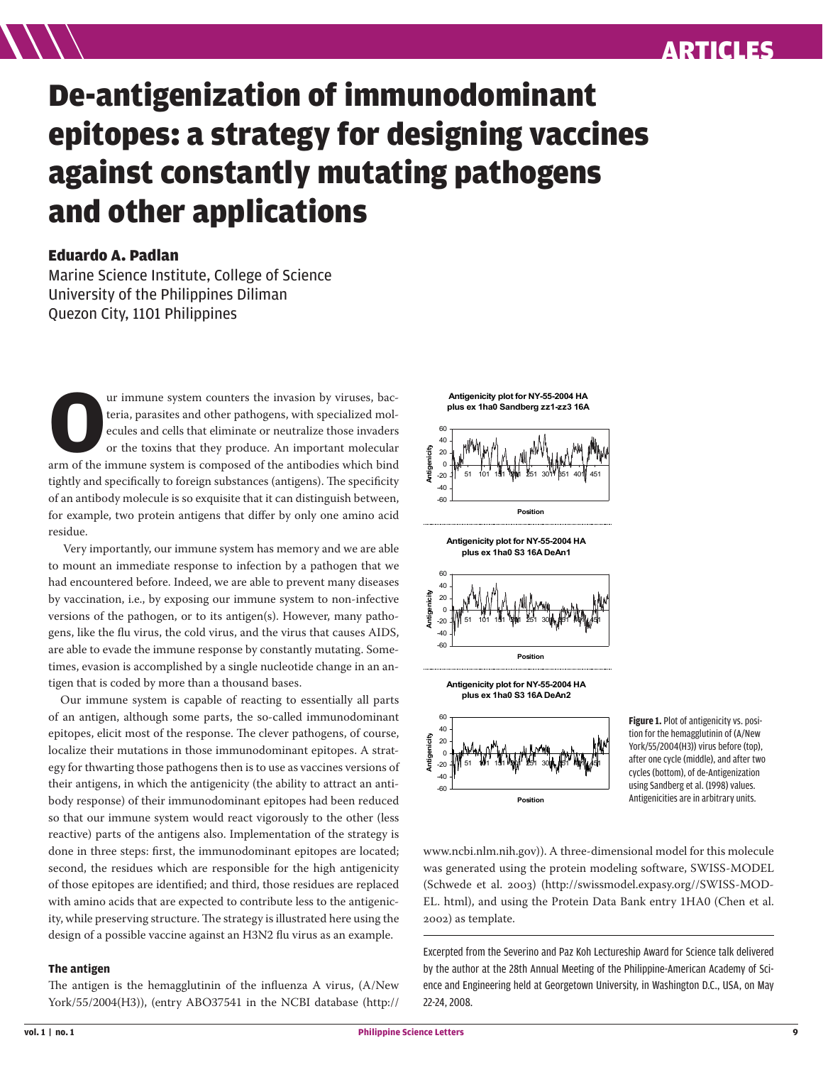# De-antigenization of immunodominant epitopes: a strategy for designing vaccines against constantly mutating pathogens and other applications

**Eduardo A. Padlan**

Marine Science Institute, College of Science
University of the Philippines Diliman
Quezon City, 1101 Philippines

Our immune system counters the invasion by viruses, bacteria, parasites and other pathogens, with specialized molecules and cells that eliminate or neutralize those invaders or the toxins that they produce. An important molecular arm of the immune system is composed of the antibodies which bind tightly and specifically to foreign substances (antigens). The specificity of an antibody molecule is so exquisite that it can distinguish between, for example, two protein antigens that differ by only one amino acid residue.

Very importantly, our immune system has memory and we are able to mount an immediate response to infection by a pathogen that we had encountered before. Indeed, we are able to prevent many diseases by vaccination, i.e., by exposing our immune system to non-infective versions of the pathogen, or to its antigen(s). However, many pathogens, like the flu virus, the cold virus, and the virus that causes AIDS, are able to evade the immune response by constantly mutating. Sometimes, evasion is accomplished by a single nucleotide change in an antigen that is coded by more than a thousand bases.

Our immune system is capable of reacting to essentially all parts of an antigen, although some parts, the so-called immunodominant epitopes, elicit most of the response. The clever pathogens, of course, localize their mutations in those immunodominant epitopes. A strategy for thwarting those pathogens then is to use as vaccines versions of their antigens, in which the antigenicity (the ability to attract an antibody response) of their immunodominant epitopes had been reduced so that our immune system would react vigorously to the other (less reactive) parts of the antigens also. Implementation of the strategy is done in three steps: first, the immunodominant epitopes are located; second, the residues which are responsible for the high antigenicity of those epitopes are identified; and third, those residues are replaced with amino acids that are expected to contribute less to the antigenicity, while preserving structure. The strategy is illustrated here using the design of a possible vaccine against an H3N2 flu virus as an example.

### The antigen

The antigen is the hemagglutinin of the influenza A virus, (A/New York/55/2004(H3)), (entry ABO37541 in the NCBI database (http://www.ncbi.nlm.nih.gov)). A three-dimensional model for this molecule was generated using the protein modeling software, SWISS-MODEL (Schwede et al. 2003) (http://swissmodel.expasy.org//SWISS-MODEL. html), and using the Protein Data Bank entry 1HA0 (Chen et al. 2002) as template.

**Figure 1.** Plot of antigenicity vs. position for the hemagglutinin of (A/New York/55/2004(H3)) virus before (top), after one cycle (middle), and after two cycles (bottom), of de-Antigenization using Sandberg et al. (1998) values. Antigenicities are in arbitrary units.

Excerpted from the Severino and Paz Koh Lectureship Award for Science talk delivered by the author at the 28th Annual Meeting of the Philippine-American Academy of Science and Engineering held at Georgetown University, in Washington D.C., USA, on May 22-24, 2008.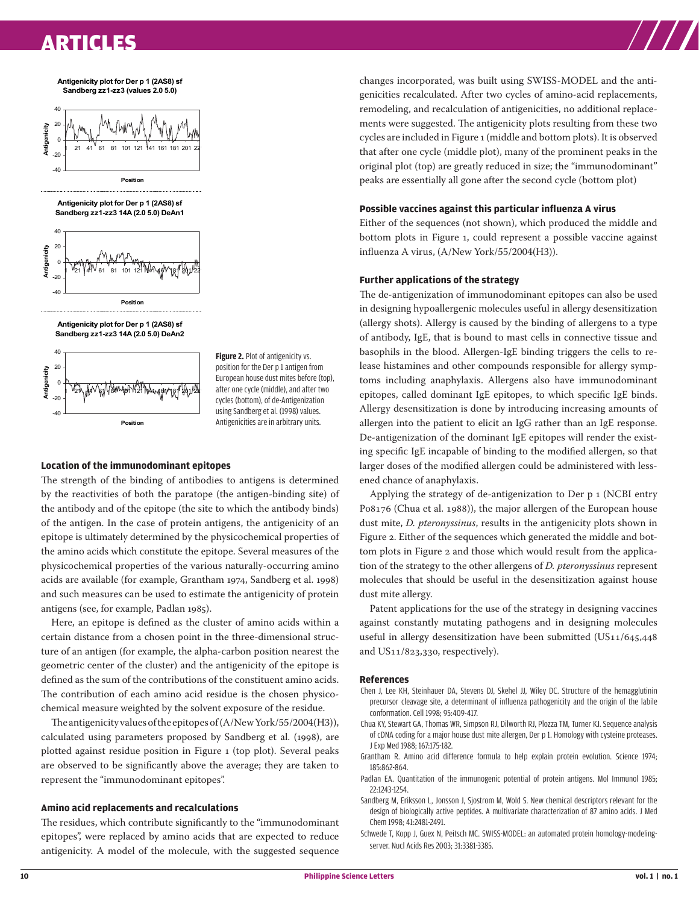Antigenicity plot for Der p 1 (2AS8) sf Sandberg zz1-zz3 (values 2.0 5.0)

40
20
0
-20
-40

Antigenicity

1 21 41 61 81 101 121 141 161 181 201 22

Position

Antigenicity plot for Der p 1 (2AS8) sf Sandberg zz1-zz3 14A (2.0 5.0) DeAn1

40
20
0
-20
-40

Antigenicity

1 21 41 61 81 101 121 141 161 181 201 22

Position

Antigenicity plot for Der p 1 (2AS8) sf Sandberg zz1-zz3 14A (2.0 5.0) DeAn2

40
20
0
-20
-40

Antigenicity

1 21 41 61 81 101 121 141 161 181 201 22

Position

**Figure 2.** Plot of antigenicity vs. position for the Der p 1 antigen from European house dust mites before (top), after one cycle (middle), and after two cycles (bottom), of de-Antigenization using Sandberg et al. (1998) values. Antigenicities are in arbitrary units.

### Location of the immunodominant epitopes

The strength of the binding of antibodies to antigens is determined by the reactivities of both the paratope (the antigen-binding site) of the antibody and of the epitope (the site to which the antibody binds) of the antigen. In the case of protein antigens, the antigenicity of an epitope is ultimately determined by the physicochemical properties of the amino acids which constitute the epitope. Several measures of the physicochemical properties of the various naturally-occurring amino acids are available (for example, Grantham 1974, Sandberg et al. 1998) and such measures can be used to estimate the antigenicity of protein antigens (see, for example, Padlan 1985).

Here, an epitope is defined as the cluster of amino acids within a certain distance from a chosen point in the three-dimensional structure of an antigen (for example, the alpha-carbon position nearest the geometric center of the cluster) and the antigenicity of the epitope is defined as the sum of the contributions of the constituent amino acids. The contribution of each amino acid residue is the chosen physicochemical measure weighted by the solvent exposure of the residue.

The antigenicity values of the epitopes of (A/New York/55/2004(H3)), calculated using parameters proposed by Sandberg et al. (1998), are plotted against residue position in Figure 1 (top plot). Several peaks are observed to be significantly above the average; they are taken to represent the "immunodominant epitopes".

### Amino acid replacements and recalculations

The residues, which contribute significantly to the "immunodominant epitopes", were replaced by amino acids that are expected to reduce antigenicity. A model of the molecule, with the suggested sequence changes incorporated, was built using SWISS-MODEL and the antigenicities recalculated. After two cycles of amino-acid replacements, remodeling, and recalculation of antigenicities, no additional replacements were suggested. The antigenicity plots resulting from these two cycles are included in Figure 1 (middle and bottom plots). It is observed that after one cycle (middle plot), many of the prominent peaks in the original plot (top) are greatly reduced in size; the "immunodominant" peaks are essentially all gone after the second cycle (bottom plot)

### Possible vaccines against this particular influenza A virus

Either of the sequences (not shown), which produced the middle and bottom plots in Figure 1, could represent a possible vaccine against influenza A virus, (A/New York/55/2004(H3)).

### Further applications of the strategy

The de-antigenization of immunodominant epitopes can also be used in designing hypoallergenic molecules useful in allergy desensitization (allergy shots). Allergy is caused by the binding of allergens to a type of antibody, IgE, that is bound to mast cells in connective tissue and basophils in the blood. Allergen-IgE binding triggers the cells to release histamines and other compounds responsible for allergy symptoms including anaphylaxis. Allergens also have immunodominant epitopes, called dominant IgE epitopes, to which specific IgE binds. Allergy desensitization is done by introducing increasing amounts of allergen into the patient to elicit an IgG rather than an IgE response. De-antigenization of the dominant IgE epitopes will render the existing specific IgE incapable of binding to the modified allergen, so that larger doses of the modified allergen could be administered with lessened chance of anaphylaxis.

Applying the strategy of de-antigenization to Der p 1 (NCBI entry P08176 (Chua et al. 1988)), the major allergen of the European house dust mite, *D. pteronyssinus*, results in the antigenicity plots shown in Figure 2. Either of the sequences which generated the middle and bottom plots in Figure 2 and those which would result from the application of the strategy to the other allergens of *D. pteronyssinus* represent molecules that should be useful in the desensitization against house dust mite allergy.

Patent applications for the use of the strategy in designing vaccines against constantly mutating pathogens and in designing molecules useful in allergy desensitization have been submitted (US11/645,448 and US11/823,330, respectively).

### References

Chen J, Lee KH, Steinhauer DA, Stevens DJ, Skehel JJ, Wiley DC. Structure of the hemagglutinin precursor cleavage site, a determinant of influenza pathogenicity and the origin of the labile conformation. Cell 1998; 95:409-417.

Chua KY, Stewart GA, Thomas WR, Simpson RJ, Dilworth RJ, Plozza TM, Turner KJ. Sequence analysis of cDNA coding for a major house dust mite allergen, Der p 1. Homology with cysteine proteases. J Exp Med 1988; 167:175-182.

Grantham R. Amino acid difference formula to help explain protein evolution. Science 1974; 185:862-864.

Padlan EA. Quantitation of the immunogenic potential of protein antigens. Mol Immunol 1985; 22:1243-1254.

Sandberg M, Eriksson L, Jonsson J, Sjostrom M, Wold S. New chemical descriptors relevant for the design of biologically active peptides. A multivariate characterization of 87 amino acids. J Med Chem 1998; 41:2481-2491.

Schwede T, Kopp J, Guex N, Peitsch MC. SWISS-MODEL: an automated protein homology-modeling-server. Nucl Acids Res 2003; 31:3381-3385.